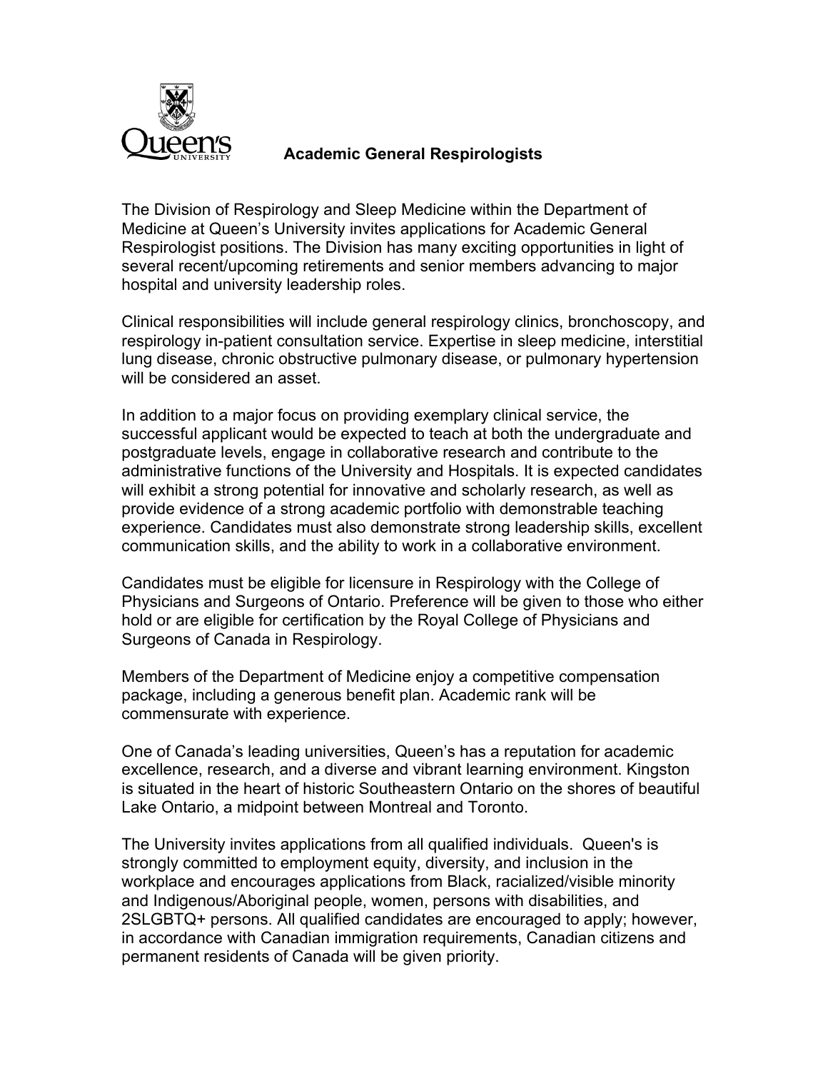# Academic General Respirologists

The Division of Respirology and Sleep Medicine within the Department of Medicine at Queen's University invites applications for Academic General Respirologist positions. The Division has many exciting opportunities in light of several recent/upcoming retirements and senior members advancing to major hospital and university leadership roles.

Clinical responsibilities will include general respirology clinics, bronchoscopy, and respirology in-patient consultation service. Expertise in sleep medicine, interstitial lung disease, chronic obstructive pulmonary disease, or pulmonary hypertension will be considered an asset.

In addition to a major focus on providing exemplary clinical service, the successful applicant would be expected to teach at both the undergraduate and postgraduate levels, engage in collaborative research and contribute to the administrative functions of the University and Hospitals. It is expected candidates will exhibit a strong potential for innovative and scholarly research, as well as provide evidence of a strong academic portfolio with demonstrable teaching experience. Candidates must also demonstrate strong leadership skills, excellent communication skills, and the ability to work in a collaborative environment.

Candidates must be eligible for licensure in Respirology with the College of Physicians and Surgeons of Ontario. Preference will be given to those who either hold or are eligible for certification by the Royal College of Physicians and Surgeons of Canada in Respirology.

Members of the Department of Medicine enjoy a competitive compensation package, including a generous benefit plan. Academic rank will be commensurate with experience.

One of Canada's leading universities, Queen's has a reputation for academic excellence, research, and a diverse and vibrant learning environment. Kingston is situated in the heart of historic Southeastern Ontario on the shores of beautiful Lake Ontario, a midpoint between Montreal and Toronto.

The University invites applications from all qualified individuals. Queen's is strongly committed to employment equity, diversity, and inclusion in the workplace and encourages applications from Black, racialized/visible minority and Indigenous/Aboriginal people, women, persons with disabilities, and 2SLGBTQ+ persons. All qualified candidates are encouraged to apply; however, in accordance with Canadian immigration requirements, Canadian citizens and permanent residents of Canada will be given priority.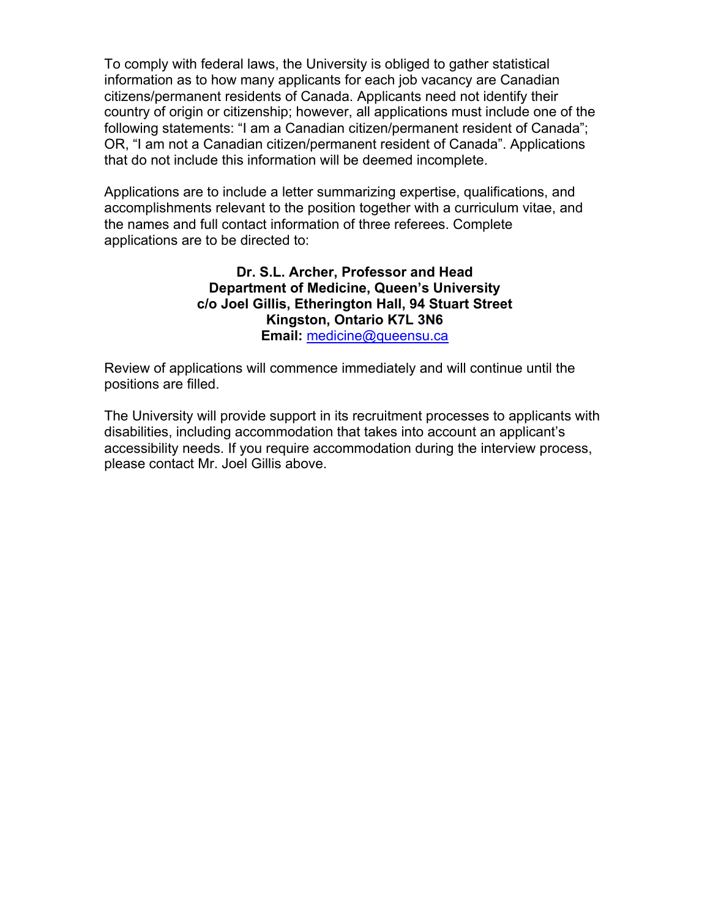To comply with federal laws, the University is obliged to gather statistical information as to how many applicants for each job vacancy are Canadian citizens/permanent residents of Canada. Applicants need not identify their country of origin or citizenship; however, all applications must include one of the following statements: "I am a Canadian citizen/permanent resident of Canada"; OR, "I am not a Canadian citizen/permanent resident of Canada". Applications that do not include this information will be deemed incomplete.

Applications are to include a letter summarizing expertise, qualifications, and accomplishments relevant to the position together with a curriculum vitae, and the names and full contact information of three referees. Complete applications are to be directed to:

**Dr. S.L. Archer, Professor and Head**
**Department of Medicine, Queen's University**
**c/o Joel Gillis, Etherington Hall, 94 Stuart Street**
**Kingston, Ontario K7L 3N6**
**Email:** medicine@queensu.ca

Review of applications will commence immediately and will continue until the positions are filled.

The University will provide support in its recruitment processes to applicants with disabilities, including accommodation that takes into account an applicant's accessibility needs. If you require accommodation during the interview process, please contact Mr. Joel Gillis above.